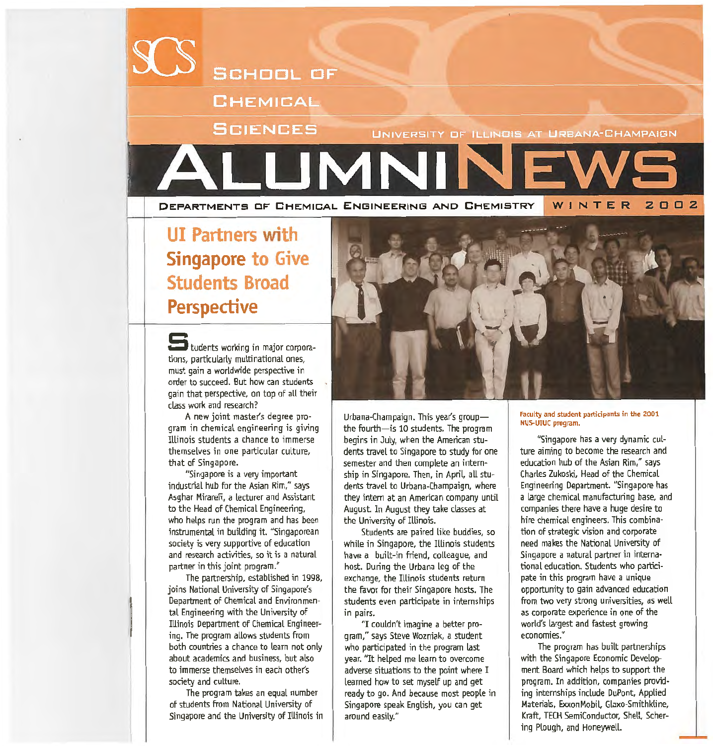# School of Chemical Sciences

University of Illinois at Urbana-Champaign

# Alumni News

Departments of Chemical Engineering and Chemistry — Winter 2002

## UI Partners with Singapore to Give Students Broad Perspective

Students working in major corporations, particularly multinational ones, must gain a worldwide perspective in order to succeed. But how can students gain that perspective, on top of all their class work and research?

A new joint master's degree program in chemical engineering is giving Illinois students a chance to immerse themselves in one particular culture, that of Singapore.

"Singapore is a very important industrial hub for the Asian Rim," says Asghar Mirarefi, a lecturer and Assistant to the Head of Chemical Engineering, who helps run the program and has been instrumental in building it. "Singaporean society is very supportive of education and research activities, so it is a natural partner in this joint program."

The partnership, established in 1998, joins National University of Singapore's Department of Chemical and Environmental Engineering with the University of Illinois Department of Chemical Engineering. The program allows students from both countries a chance to learn not only about academics and business, but also to immerse themselves in each other's society and culture.

The program takes an equal number of students from National University of Singapore and the University of Illinois in Urbana-Champaign. This year's group—the fourth—is 10 students. The program begins in July, when the American students travel to Singapore to study for one semester and then complete an internship in Singapore. Then, in April, all students travel to Urbana-Champaign, where they intern at an American company until August. In August they take classes at the University of Illinois.

Students are paired like buddies, so while in Singapore, the Illinois students have a built-in friend, colleague, and host. During the Urbana leg of the exchange, the Illinois students return the favor for their Singapore hosts. The students even participate in internships in pairs.

"I couldn't imagine a better program," says Steve Wozniak, a student who participated in the program last year. "It helped me learn to overcome adverse situations to the point where I learned how to set myself up and get ready to go. And because most people in Singapore speak English, you can get around easily."

Faculty and student participants in the 2001 NUS-UIUC program.

"Singapore has a very dynamic culture aiming to become the research and education hub of the Asian Rim," says Charles Zukoski, Head of the Chemical Engineering Department. "Singapore has a large chemical manufacturing base, and companies there have a huge desire to hire chemical engineers. This combination of strategic vision and corporate need makes the National University of Singapore a natural partner in international education. Students who participate in this program have a unique opportunity to gain advanced education from two very strong universities, as well as corporate experience in one of the world's largest and fastest growing economies."

The program has built partnerships with the Singapore Economic Development Board which helps to support the program. In addition, companies providing internships include DuPont, Applied Materials, ExxonMobil, Glaxo-Smithkline, Kraft, TECH SemiConductor, Shell, Schering Plough, and Honeywell.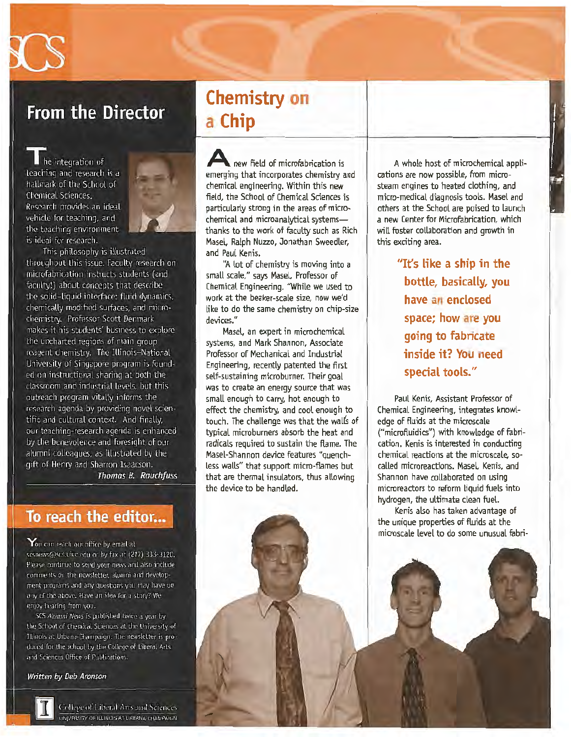## From the Director

The integration of teaching and research is a hallmark of the School of Chemical Sciences. Research provides an ideal vehicle for teaching, and the teaching environment is ideal for research.

This philosophy is illustrated throughout this issue. Faculty research on microfabrication instructs students (and faculty!) about concepts that describe the solid–liquid interface: fluid dynamics, chemically modified surfaces, and microchemistry. Professor Scott Denmark makes it his students' business to explore the uncharted regions of main group reagent chemistry. The Illinois–National University of Singapore program is founded on instructional sharing at both the classroom and industrial levels, but this outreach program vitally informs the research agenda by providing novel scientific and cultural context. And finally, our teaching-research agenda is enhanced by the benevolence and foresight of our alumni colleagues, as illustrated by the gift of Henry and Sharron Isaacson.

*Thomas B. Rauchfuss*

## To reach the editor...

You can reach our office by email at scsnews@scs.uiuc.edu or by fax at (217) 333-3120. Please continue to send your news and also include comments on the newsletter, alumni and development programs and any questions you may have on any of the above. Have an idea for a story? We enjoy hearing from you.

SCS *Alumni News* is published twice a year by the School of Chemical Sciences at the University of Illinois at Urbana-Champaign. The newsletter is produced for the school by the College of Liberal Arts and Sciences Office of Publications.

*Written by Deb Aronson*

College of Liberal Arts and Sciences
UNIVERSITY OF ILLINOIS AT URBANA-CHAMPAIGN

# Chemistry on a Chip

A new field of microfabrication is emerging that incorporates chemistry and chemical engineering. Within this new field, the School of Chemical Sciences is particularly strong in the areas of microchemical and microanalytical systems—thanks to the work of faculty such as Rich Masel, Ralph Nuzzo, Jonathan Sweedler, and Paul Kenis.

"A lot of chemistry is moving into a small scale," says Masel, Professor of Chemical Engineering. "While we used to work at the beaker-scale size, now we'd like to do the same chemistry on chip-size devices."

Masel, an expert in microchemical systems, and Mark Shannon, Associate Professor of Mechanical and Industrial Engineering, recently patented the first self-sustaining microburner. Their goal was to create an energy source that was small enough to carry, hot enough to effect the chemistry, and cool enough to touch. The challenge was that the walls of typical microburners absorb the heat and radicals required to sustain the flame. The Masel-Shannon device features "quenchless walls" that support micro-flames but that are thermal insulators, thus allowing the device to be handled.

A whole host of microchemical applications are now possible, from micro-steam engines to heated clothing, and micro-medical diagnosis tools. Masel and others at the School are poised to launch a new Center for Microfabrication, which will foster collaboration and growth in this exciting area.

> **"It's like a ship in the bottle, basically, you have an enclosed space; how are you going to fabricate inside it? You need special tools."**

Paul Kenis, Assistant Professor of Chemical Engineering, integrates knowledge of fluids at the microscale ("microfluidics") with knowledge of fabrication. Kenis is interested in conducting chemical reactions at the microscale, so-called microreactions. Masel, Kenis, and Shannon have collaborated on using microreactors to reform liquid fuels into hydrogen, the ultimate clean fuel.

Kenis also has taken advantage of the unique properties of fluids at the microscale level to do some unusual fabri-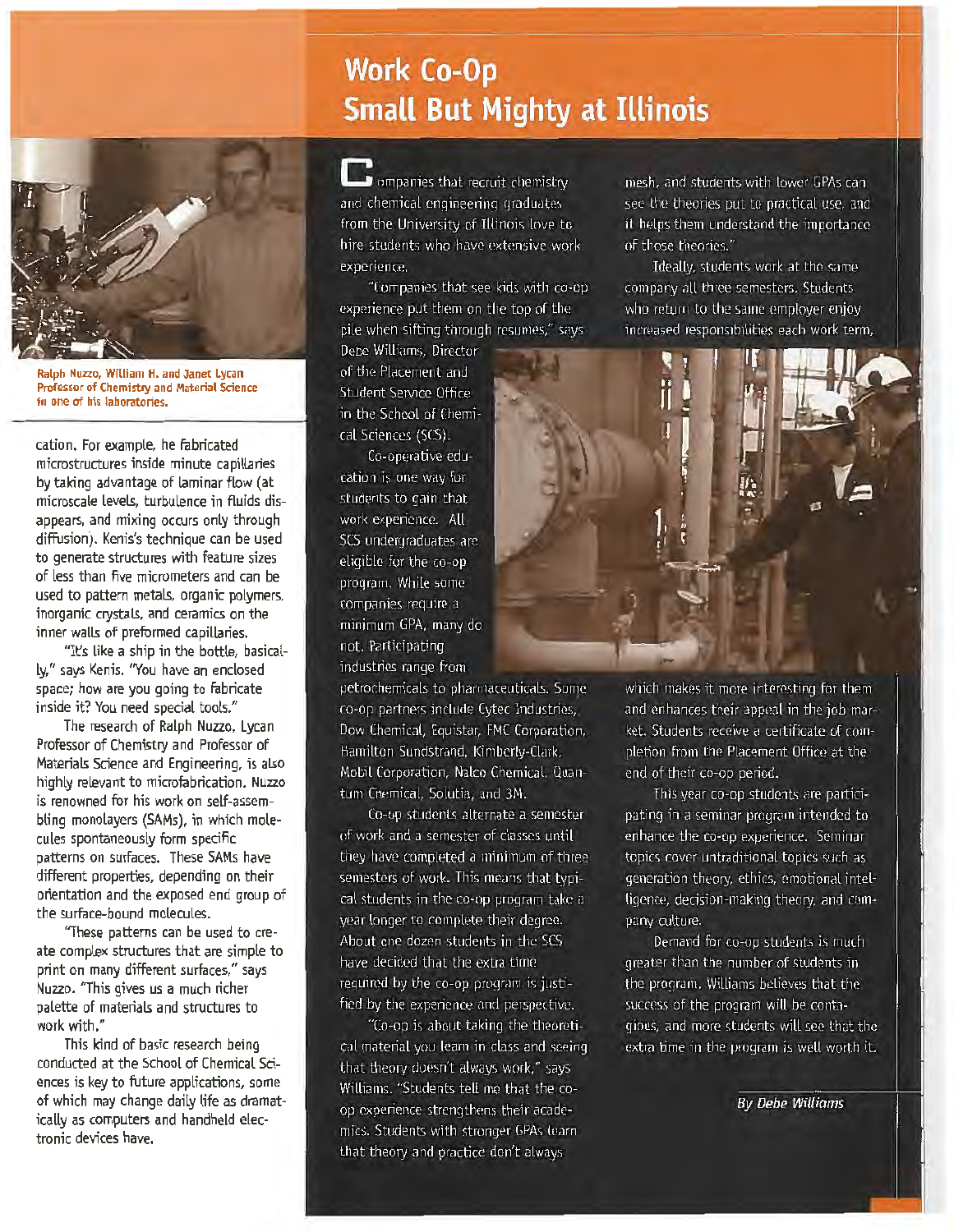Ralph Nuzzo, William H. and Janet Lycan Professor of Chemistry and Material Science in one of his laboratories.

cation. For example, he fabricated microstructures inside minute capillaries by taking advantage of laminar flow (at microscale levels, turbulence in fluids disappears, and mixing occurs only through diffusion). Kenis's technique can be used to generate structures with feature sizes of less than five micrometers and can be used to pattern metals, organic polymers, inorganic crystals, and ceramics on the inner walls of preformed capillaries.

"It's like a ship in the bottle, basically," says Kenis. "You have an enclosed space; how are you going to fabricate inside it? You need special tools."

The research of Ralph Nuzzo, Lycan Professor of Chemistry and Professor of Materials Science and Engineering, is also highly relevant to microfabrication. Nuzzo is renowned for his work on self-assembling monolayers (SAMs), in which molecules spontaneously form specific patterns on surfaces. These SAMs have different properties, depending on their orientation and the exposed end group of the surface-bound molecules.

"These patterns can be used to create complex structures that are simple to print on many different surfaces," says Nuzzo. "This gives us a much richer palette of materials and structures to work with."

This kind of basic research being conducted at the School of Chemical Sciences is key to future applications, some of which may change daily life as dramatically as computers and handheld electronic devices have.

# Work Co-Op Small But Mighty at Illinois

Companies that recruit chemistry and chemical engineering graduates from the University of Illinois love to hire students who have extensive work experience.

"Companies that see kids with co-op experience put them on the top of the pile when sifting through resumes," says Debe Williams, Director of the Placement and Student Service Office in the School of Chemical Sciences (SCS).

Co-operative education is one way for students to gain that work experience. All SCS undergraduates are eligible for the co-op program. While some companies require a minimum GPA, many do not. Participating industries range from petrochemicals to pharmaceuticals. Some co-op partners include Cytec Industries, Dow Chemical, Equistar, FMC Corporation, Hamilton Sundstrand, Kimberly-Clark, Mobil Corporation, Nalco Chemical, Quantum Chemical, Solutia, and 3M.

Co-op students alternate a semester of work and a semester of classes until they have completed a minimum of three semesters of work. This means that typical students in the co-op program take a year longer to complete their degree. About one dozen students in the SCS have decided that the extra time required by the co-op program is justified by the experience and perspective.

"Co-op is about taking the theoretical material you learn in class and seeing that theory doesn't always work," says Williams. "Students tell me that the co-op experience strengthens their academics. Students with stronger GPAs learn that theory and practice don't always mesh, and students with lower GPAs can see the theories put to practical use, and it helps them understand the importance of those theories."

Ideally, students work at the same company all three semesters. Students who return to the same employer enjoy increased responsibilities each work term, which makes it more interesting for them and enhances their appeal in the job market. Students receive a certificate of completion from the Placement Office at the end of their co-op period.

This year co-op students are participating in a seminar program intended to enhance the co-op experience. Seminar topics cover untraditional topics such as generation theory, ethics, emotional intelligence, decision-making theory, and company culture.

Demand for co-op students is much greater than the number of students in the program. Williams believes that the success of the program will be contagious, and more students will see that the extra time in the program is well worth it.

*By Debe Williams*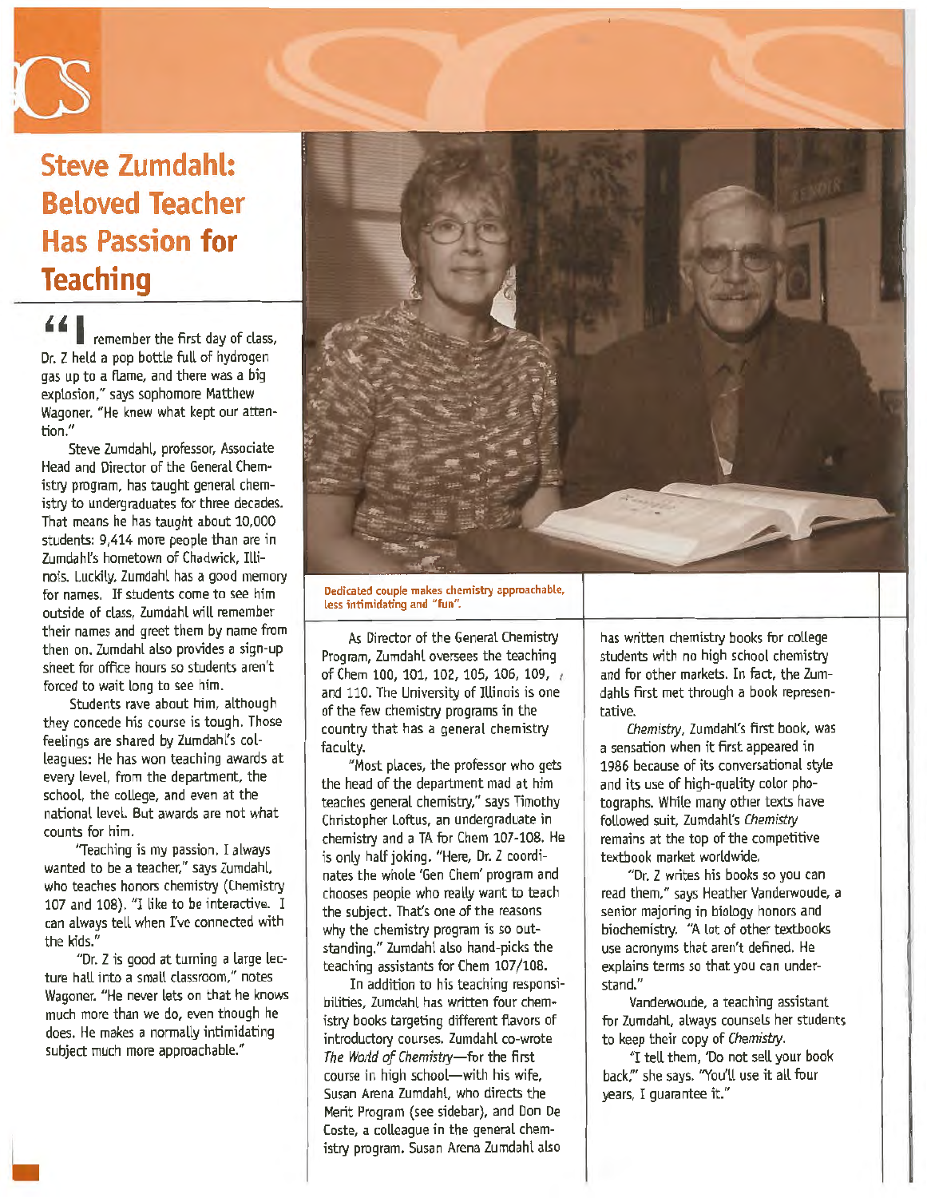# Steve Zumdahl: Beloved Teacher Has Passion for Teaching

"I remember the first day of class, Dr. Z held a pop bottle full of hydrogen gas up to a flame, and there was a big explosion," says sophomore Matthew Wagoner. "He knew what kept our attention."

Steve Zumdahl, professor, Associate Head and Director of the General Chemistry program, has taught general chemistry to undergraduates for three decades. That means he has taught about 10,000 students: 9,414 more people than are in Zumdahl's hometown of Chadwick, Illinois. Luckily, Zumdahl has a good memory for names. If students come to see him outside of class, Zumdahl will remember their names and greet them by name from then on. Zumdahl also provides a sign-up sheet for office hours so students aren't forced to wait long to see him.

Students rave about him, although they concede his course is tough. Those feelings are shared by Zumdahl's colleagues: He has won teaching awards at every level, from the department, the school, the college, and even at the national level. But awards are not what counts for him.

"Teaching is my passion. I always wanted to be a teacher," says Zumdahl, who teaches honors chemistry (Chemistry 107 and 108). "I like to be interactive. I can always tell when I've connected with the kids."

"Dr. Z is good at turning a large lecture hall into a small classroom," notes Wagoner. "He never lets on that he knows much more than we do, even though he does. He makes a normally intimidating subject much more approachable."

Dedicated couple makes chemistry approachable, less intimidating and "fun".

As Director of the General Chemistry Program, Zumdahl oversees the teaching of Chem 100, 101, 102, 105, 106, 109, and 110. The University of Illinois is one of the few chemistry programs in the country that has a general chemistry faculty.

"Most places, the professor who gets the head of the department mad at him teaches general chemistry," says Timothy Christopher Loftus, an undergraduate in chemistry and a TA for Chem 107-108. He is only half joking. "Here, Dr. Z coordinates the whole 'Gen Chem' program and chooses people who really want to teach the subject. That's one of the reasons why the chemistry program is so outstanding." Zumdahl also hand-picks the teaching assistants for Chem 107/108.

In addition to his teaching responsibilities, Zumdahl has written four chemistry books targeting different flavors of introductory courses. Zumdahl co-wrote *The World of Chemistry*—for the first course in high school—with his wife, Susan Arena Zumdahl, who directs the Merit Program (see sidebar), and Don De Coste, a colleague in the general chemistry program. Susan Arena Zumdahl also has written chemistry books for college students with no high school chemistry and for other markets. In fact, the Zumdahls first met through a book representative.

*Chemistry*, Zumdahl's first book, was a sensation when it first appeared in 1986 because of its conversational style and its use of high-quality color photographs. While many other texts have followed suit, Zumdahl's *Chemistry* remains at the top of the competitive textbook market worldwide.

"Dr. Z writes his books so you can read them," says Heather Vanderwoude, a senior majoring in biology honors and biochemistry. "A lot of other textbooks use acronyms that aren't defined. He explains terms so that you can understand."

Vanderwoude, a teaching assistant for Zumdahl, always counsels her students to keep their copy of *Chemistry*.

"I tell them, 'Do not sell your book back,'" she says. "You'll use it all four years, I guarantee it."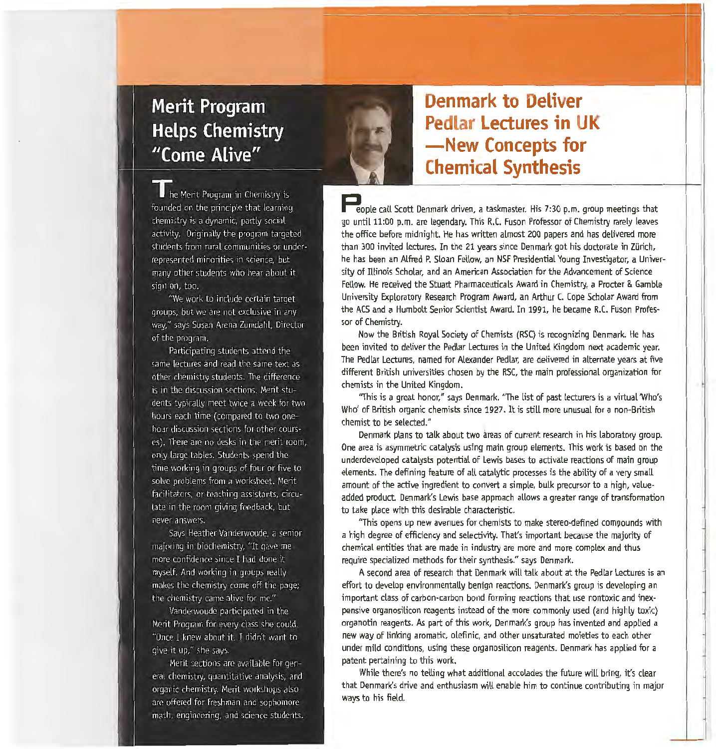## Merit Program Helps Chemistry "Come Alive"

The Merit Program in Chemistry is founded on the principle that learning chemistry is a dynamic, partly social activity. Originally the program targeted students from rural communities or underrepresented minorities in science, but many other students who hear about it sign on, too.

"We work to include certain target groups, but we are not exclusive in any way," says Susan Arena Zumdahl, Director of the program.

Participating students attend the same lectures and read the same text as other chemistry students. The difference is in the discussion sections. Merit students typically meet twice a week for two hours each time (compared to two one-hour discussion sections for other courses). There are no desks in the merit room, only large tables. Students spend the time working in groups of four or five to solve problems from a worksheet. Merit facilitators, or teaching assistants, circulate in the room giving feedback, but never answers.

Says Heather Vanderwoude, a senior majoring in biochemistry, "It gave me more confidence since I had done it myself. And working in groups really makes the chemistry come off the page; the chemistry came alive for me."

Vanderwoude participated in the Merit Program for every class she could. "Once I knew about it, I didn't want to give it up," she says.

Merit sections are available for general chemistry, quantitative analysis, and organic chemistry. Merit workshops also are offered for freshman and sophomore math, engineering, and science students.

## Denmark to Deliver Pedlar Lectures in UK —New Concepts for Chemical Synthesis

People call Scott Denmark driven, a taskmaster. His 7:30 p.m. group meetings that go until 11:00 p.m. are legendary. This R.C. Fuson Professor of Chemistry rarely leaves the office before midnight. He has written almost 200 papers and has delivered more than 300 invited lectures. In the 21 years since Denmark got his doctorate in Zürich, he has been an Alfred P. Sloan Fellow, an NSF Presidential Young Investigator, a University of Illinois Scholar, and an American Association for the Advancement of Science Fellow. He received the Stuart Pharmaceuticals Award in Chemistry, a Procter & Gamble University Exploratory Research Program Award, an Arthur C. Cope Scholar Award from the ACS and a Humbolt Senior Scientist Award. In 1991, he became R.C. Fuson Professor of Chemistry.

Now the British Royal Society of Chemists (RSC) is recognizing Denmark. He has been invited to deliver the Pedlar Lectures in the United Kingdom next academic year. The Pedlar Lectures, named for Alexander Pedlar, are delivered in alternate years at five different British universities chosen by the RSC, the main professional organization for chemists in the United Kingdom.

"This is a great honor," says Denmark. "The list of past lecturers is a virtual 'Who's Who' of British organic chemists since 1927. It is still more unusual for a non-British chemist to be selected."

Denmark plans to talk about two areas of current research in his laboratory group. One area is asymmetric catalysis using main group elements. This work is based on the underdeveloped catalysts potential of Lewis bases to activate reactions of main group elements. The defining feature of all catalytic processes is the ability of a very small amount of the active ingredient to convert a simple, bulk precursor to a high, value-added product. Denmark's Lewis base approach allows a greater range of transformation to take place with this desirable characteristic.

"This opens up new avenues for chemists to make stereo-defined compounds with a high degree of efficiency and selectivity. That's important because the majority of chemical entities that are made in industry are more and more complex and thus require specialized methods for their synthesis," says Denmark.

A second area of research that Denmark will talk about at the Pedlar Lectures is an effort to develop environmentally benign reactions. Denmark's group is developing an important class of carbon-carbon bond forming reactions that use nontoxic and inexpensive organosilicon reagents instead of the more commonly used (and highly toxic) organotin reagents. As part of this work, Denmark's group has invented and applied a new way of linking aromatic, olefinic, and other unsaturated moieties to each other under mild conditions, using these organosilicon reagents. Denmark has applied for a patent pertaining to this work.

While there's no telling what additional accolades the future will bring, it's clear that Denmark's drive and enthusiasm will enable him to continue contributing in major ways to his field.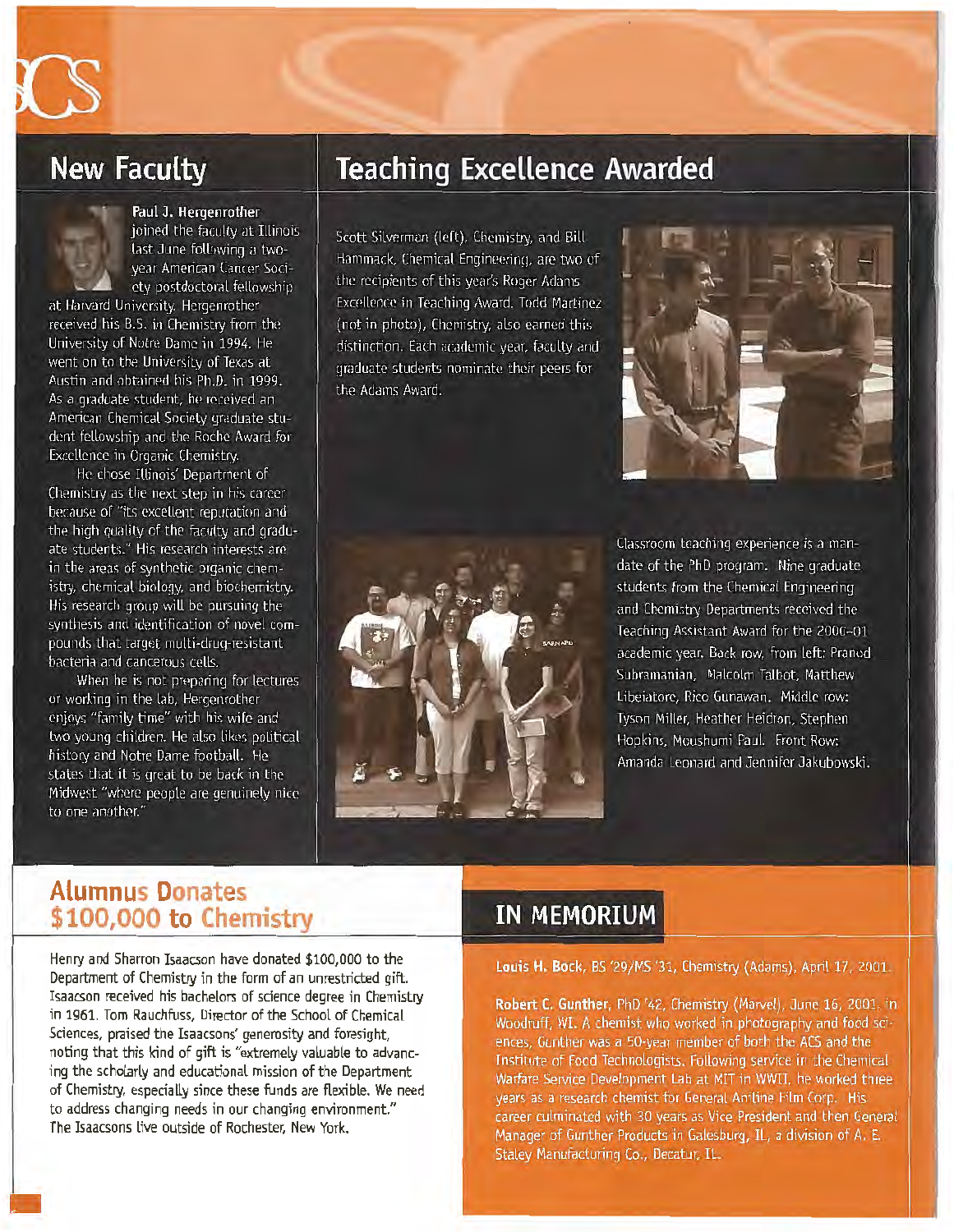## New Faculty

**Paul J. Hergenrother** joined the faculty at Illinois last June following a two-year American Cancer Society postdoctoral fellowship at Harvard University. Hergenrother received his B.S. in Chemistry from the University of Notre Dame in 1994. He went on to the University of Texas at Austin and obtained his Ph.D. in 1999. As a graduate student, he received an American Chemical Society graduate student fellowship and the Roche Award for Excellence in Organic Chemistry.

He chose Illinois' Department of Chemistry as the next step in his career because of "its excellent reputation and the high quality of the faculty and graduate students." His research interests are in the areas of synthetic organic chemistry, chemical biology, and biochemistry. His research group will be pursuing the synthesis and identification of novel compounds that target multi-drug-resistant bacteria and cancerous cells.

When he is not preparing for lectures or working in the lab, Hergenrother enjoys "family time" with his wife and two young children. He also likes political history and Notre Dame football. He states that it is great to be back in the Midwest "where people are genuinely nice to one another."

## Teaching Excellence Awarded

Scott Silverman (left), Chemistry, and Bill Hammack, Chemical Engineering, are two of the recipients of this year's Roger Adams Excellence in Teaching Award. Todd Martinez (not in photo), Chemistry, also earned this distinction. Each academic year, faculty and graduate students nominate their peers for the Adams Award.

Classroom teaching experience is a mandate of the PhD program. Nine graduate students from the Chemical Engineering and Chemistry Departments received the Teaching Assistant Award for the 2000–01 academic year. Back row, from left: Pranod Subramanian, Malcolm Talbot, Matthew Libeiatore, Rico Gunawan. Middle row: Tyson Miller, Heather Heidron, Stephen Hopkins, Moushumi Paul. Front Row: Amanda Leonard and Jennifer Jakubowski.

## Alumnus Donates $100,000 to Chemistry

Henry and Sharron Isaacson have donated $100,000 to the Department of Chemistry in the form of an unrestricted gift. Isaacson received his bachelors of science degree in Chemistry in 1961. Tom Rauchfuss, Director of the School of Chemical Sciences, praised the Isaacsons' generosity and foresight, noting that this kind of gift is "extremely valuable to advancing the scholarly and educational mission of the Department of Chemistry, especially since these funds are flexible. We need to address changing needs in our changing environment." The Isaacsons live outside of Rochester, New York.

## IN MEMORIUM

**Louis H. Bock**, BS '29/MS '31, Chemistry (Adams), April 17, 2001.

**Robert C. Gunther**, PhD '42, Chemistry (Marvel), June 16, 2001, in Woodruff, WI. A chemist who worked in photography and food sciences, Gunther was a 50-year member of both the ACS and the Institute of Food Technologists. Following service in the Chemical Warfare Service Development Lab at MIT in WWII, he worked three years as a research chemist for General Aniline Film Corp. His career culminated with 30 years as Vice President and then General Manager of Gunther Products in Galesburg, IL, a division of A. E. Staley Manufacturing Co., Decatur, IL.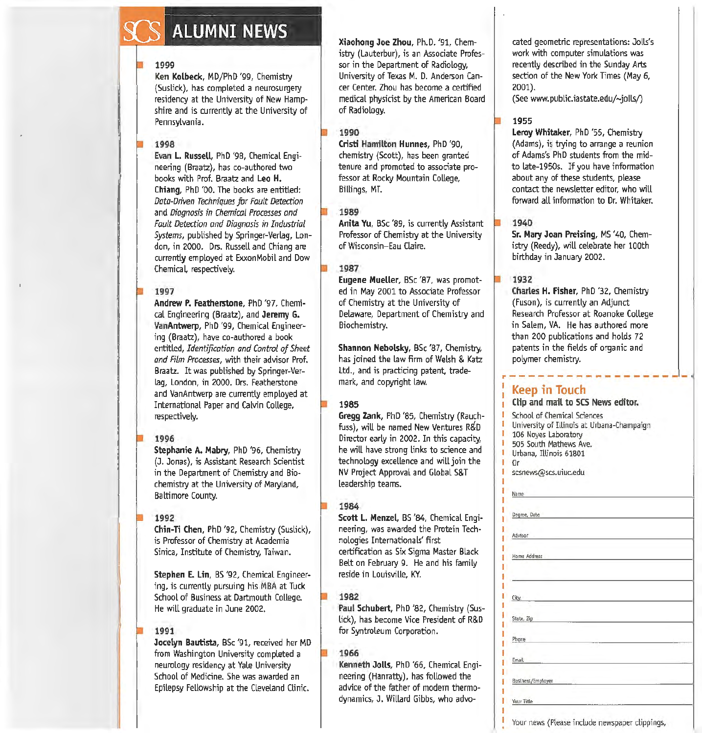# SCS ALUMNI NEWS

## 1999

**Ken Kolbeck**, MD/PhD '99, Chemistry (Suslick), has completed a neurosurgery residency at the University of New Hampshire and is currently at the University of Pennsylvania.

## 1998

**Evan L. Russell**, PhD '98, Chemical Engineering (Braatz), has co-authored two books with Prof. Braatz and **Leo H. Chiang**, PhD '00. The books are entitled: *Data-Driven Techniques for Fault Detection and Diagnosis in Chemical Processes and Fault Detection and Diagnosis in Industrial Systems*, published by Springer-Verlag, London, in 2000. Drs. Russell and Chiang are currently employed at ExxonMobil and Dow Chemical, respectively.

## 1997

**Andrew P. Featherstone**, PhD '97, Chemical Engineering (Braatz), and **Jeremy G. VanAntwerp**, PhD '99, Chemical Engineering (Braatz), have co-authored a book entitled, *Identification and Control of Sheet and Film Processes*, with their advisor Prof. Braatz. It was published by Springer-Verlag, London, in 2000. Drs. Featherstone and VanAntwerp are currently employed at International Paper and Calvin College, respectively.

## 1996

**Stephanie A. Mabry**, PhD '96, Chemistry (J. Jonas), is Assistant Research Scientist in the Department of Chemistry and Biochemistry at the University of Maryland, Baltimore County.

## 1992

**Chin-Ti Chen**, PhD '92, Chemistry (Suslick), is Professor of Chemistry at Academia Sinica, Institute of Chemistry, Taiwan.

**Stephen E. Lin**, BS '92, Chemical Engineering, is currently pursuing his MBA at Tuck School of Business at Dartmouth College. He will graduate in June 2002.

## 1991

**Jocelyn Bautista**, BSc '91, received her MD from Washington University completed a neurology residency at Yale University School of Medicine. She was awarded an Epilepsy Fellowship at the Cleveland Clinic.

**Xiaohong Joe Zhou**, Ph.D. '91, Chemistry (Lauterbur), is an Associate Professor in the Department of Radiology, University of Texas M. D. Anderson Cancer Center. Zhou has become a certified medical physicist by the American Board of Radiology.

## 1990

**Cristi Hamilton Hunnes**, PhD '90, chemistry (Scott), has been granted tenure and promoted to associate professor at Rocky Mountain College, Billings, MT.

## 1989

**Anita Yu**, BSc '89, is currently Assistant Professor of Chemistry at the University of Wisconsin–Eau Claire.

## 1987

**Eugene Mueller**, BSc '87, was promoted in May 2001 to Associate Professor of Chemistry at the University of Delaware, Department of Chemistry and Biochemistry.

**Shannon Nebolsky**, BSc '87, Chemistry, has joined the law firm of Welsh & Katz Ltd., and is practicing patent, trademark, and copyright law.

## 1985

**Gregg Zank**, PhD '85, Chemistry (Rauchfuss), will be named New Ventures R&D Director early in 2002. In this capacity, he will have strong links to science and technology excellence and will join the NV Project Approval and Global S&T leadership teams.

## 1984

**Scott L. Menzel**, BS '84, Chemical Engineering, was awarded the Protein Technologies Internationals' first certification as Six Sigma Master Black Belt on February 9. He and his family reside in Louisville, KY.

## 1982

**Paul Schubert**, PhD '82, Chemistry (Suslick), has become Vice President of R&D for Syntroleum Corporation.

## 1966

**Kenneth Jolls**, PhD '66, Chemical Engineering (Hanratty), has followed the advice of the father of modern thermodynamics, J. Willard Gibbs, who advocated geometric representations: Jolls's work with computer simulations was recently described in the Sunday Arts section of the New York Times (May 6, 2001).
(See www.public.iastate.edu/~jolls/)

## 1955

**Leroy Whitaker**, PhD '55, Chemistry (Adams), is trying to arrange a reunion of Adams's PhD students from the mid- to late-1950s. If you have information about any of these students, please contact the newsletter editor, who will forward all information to Dr. Whitaker.

## 1940

**Sr. Mary Joan Preising**, MS '40, Chemistry (Reedy), will celebrate her 100th birthday in January 2002.

## 1932

**Charles H. Fisher**, PhD '32, Chemistry (Fuson), is currently an Adjunct Research Professor at Roanoke College in Salem, VA. He has authored more than 200 publications and holds 72 patents in the fields of organic and polymer chemistry.

## Keep in Touch

**Clip and mail to SCS News editor.**

School of Chemical Sciences
University of Illinois at Urbana-Champaign
106 Noyes Laboratory
505 South Mathews Ave.
Urbana, Illinois 61801
Or
scsnews@scs.uiuc.edu

Name

Degree, Date

Advisor

Home Address

City

State, Zip

Phone

Email

Business/Employer

Your Title

Your news (Please include newspaper clippings,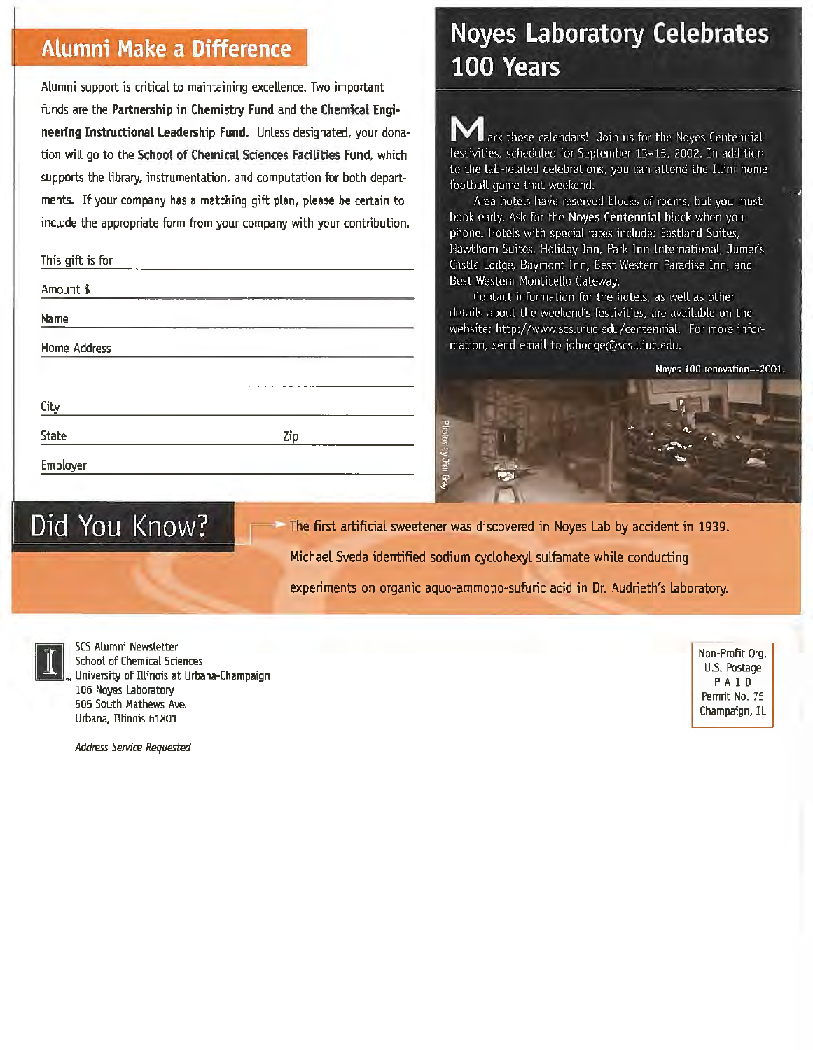## Alumni Make a Difference

Alumni support is critical to maintaining excellence. Two important funds are the **Partnership in Chemistry Fund** and the **Chemical Engineering Instructional Leadership Fund**. Unless designated, your donation will go to the **School of Chemical Sciences Facilities Fund**, which supports the library, instrumentation, and computation for both departments. If your company has a matching gift plan, please be certain to include the appropriate form from your company with your contribution.

This gift is for ______________________________

Amount $ ______________________________

Name ______________________________

Home Address ______________________________

______________________________

City ______________________________

State ______________ Zip ______________

Employer ______________________________

## Noyes Laboratory Celebrates 100 Years

Mark those calendars! Join us for the Noyes Centennial festivities, scheduled for September 13–15, 2002. In addition to the lab-related celebrations, you can attend the Illini home football game that weekend.

Area hotels have reserved blocks of rooms, but you must book early. Ask for the **Noyes Centennial** block when you phone. Hotels with special rates include: Eastland Suites, Hawthorn Suites, Holiday Inn, Park Inn International, Jumer's Castle Lodge, Baymont Inn, Best Western Paradise Inn, and Best Western Monticello Gateway.

Contact information for the hotels, as well as other details about the weekend's festivities, are available on the website: http://www.scs.uiuc.edu/centennial. For more information, send email to johodge@scs.uiuc.edu.

Noyes 100 renovation—2001.

Photos by Jim Gray

## Did You Know?

The first artificial sweetener was discovered in Noyes Lab by accident in 1939. Michael Sveda identified sodium cyclohexyl sulfamate while conducting experiments on organic aquo-ammono-sufuric acid in Dr. Audrieth's laboratory.

SCS Alumni Newsletter
School of Chemical Sciences
University of Illinois at Urbana-Champaign
106 Noyes Laboratory
505 South Mathews Ave.
Urbana, Illinois 61801

*Address Service Requested*

Non-Profit Org.
U.S. Postage
PAID
Permit No. 75
Champaign, IL